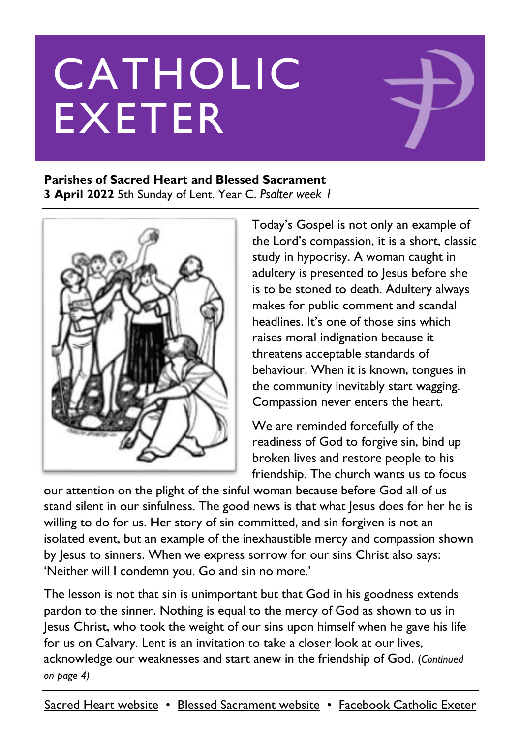# CATHOLIC EXETER

**Parishes of Sacred Heart and Blessed Sacrament**
**3 April 2022** 5th Sunday of Lent. Year C. *Psalter week 1*

Today's Gospel is not only an example of the Lord's compassion, it is a short, classic study in hypocrisy. A woman caught in adultery is presented to Jesus before she is to be stoned to death. Adultery always makes for public comment and scandal headlines. It's one of those sins which raises moral indignation because it threatens acceptable standards of behaviour. When it is known, tongues in the community inevitably start wagging. Compassion never enters the heart.

We are reminded forcefully of the readiness of God to forgive sin, bind up broken lives and restore people to his friendship. The church wants us to focus our attention on the plight of the sinful woman because before God all of us stand silent in our sinfulness. The good news is that what Jesus does for her he is willing to do for us. Her story of sin committed, and sin forgiven is not an isolated event, but an example of the inexhaustible mercy and compassion shown by Jesus to sinners. When we express sorrow for our sins Christ also says: 'Neither will I condemn you. Go and sin no more.'

The lesson is not that sin is unimportant but that God in his goodness extends pardon to the sinner. Nothing is equal to the mercy of God as shown to us in Jesus Christ, who took the weight of our sins upon himself when he gave his life for us on Calvary. Lent is an invitation to take a closer look at our lives, acknowledge our weaknesses and start anew in the friendship of God. (*Continued on page 4)*

Sacred Heart website • Blessed Sacrament website • Facebook Catholic Exeter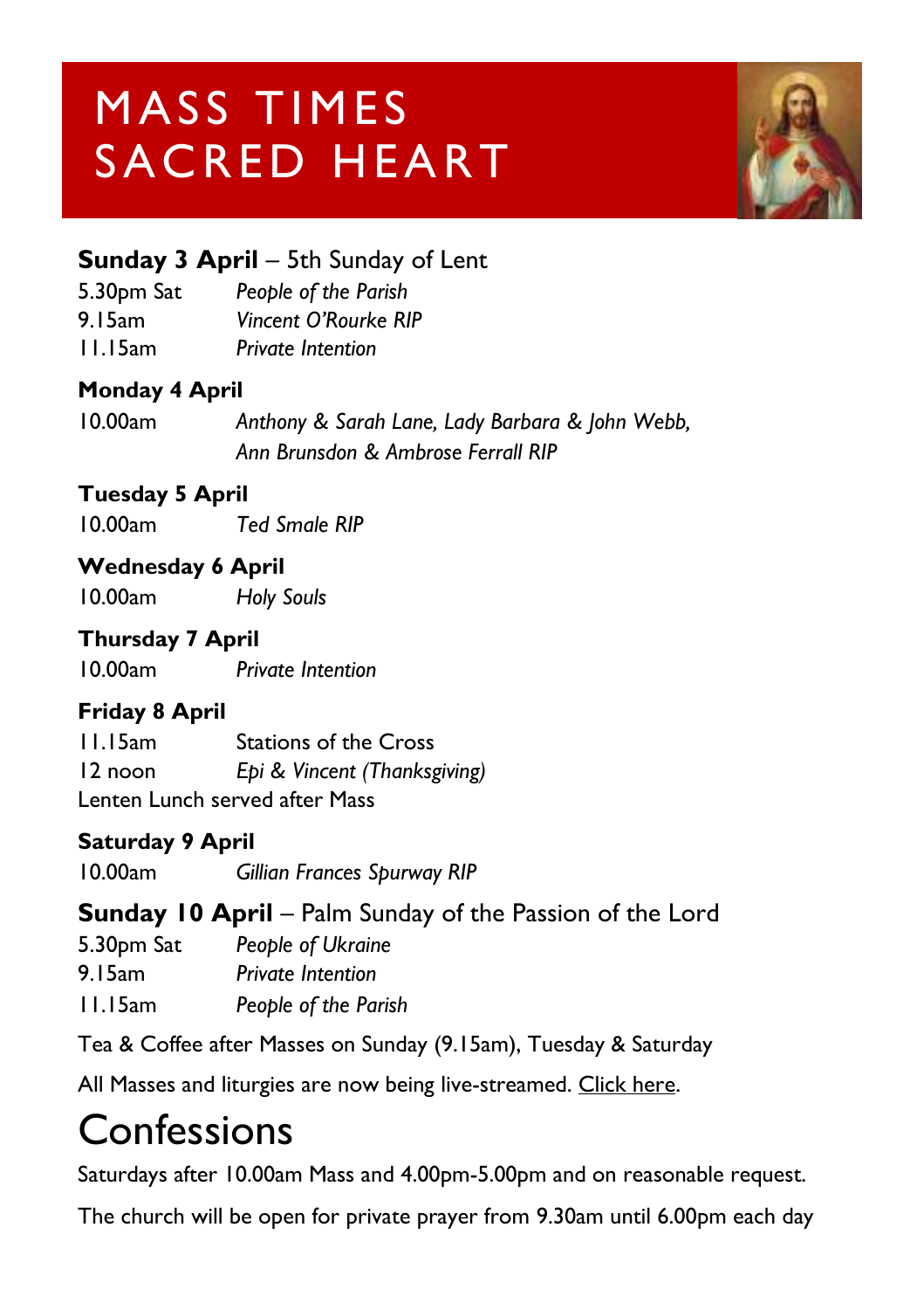# MASS TIMES SACRED HEART

**Sunday 3 April** – 5th Sunday of Lent

5.30pm Sat *People of the Parish*
9.15am *Vincent O'Rourke RIP*
11.15am *Private Intention*

**Monday 4 April**

10.00am *Anthony & Sarah Lane, Lady Barbara & John Webb, Ann Brunsdon & Ambrose Ferrall RIP*

**Tuesday 5 April**

10.00am *Ted Smale RIP*

**Wednesday 6 April**

10.00am *Holy Souls*

**Thursday 7 April**

10.00am *Private Intention*

**Friday 8 April**

11.15am Stations of the Cross
12 noon *Epi & Vincent (Thanksgiving)*
Lenten Lunch served after Mass

**Saturday 9 April**

10.00am *Gillian Frances Spurway RIP*

**Sunday 10 April** – Palm Sunday of the Passion of the Lord

5.30pm Sat *People of Ukraine*
9.15am *Private Intention*
11.15am *People of the Parish*

Tea & Coffee after Masses on Sunday (9.15am), Tuesday & Saturday

All Masses and liturgies are now being live-streamed. Click here.

# Confessions

Saturdays after 10.00am Mass and 4.00pm-5.00pm and on reasonable request.

The church will be open for private prayer from 9.30am until 6.00pm each day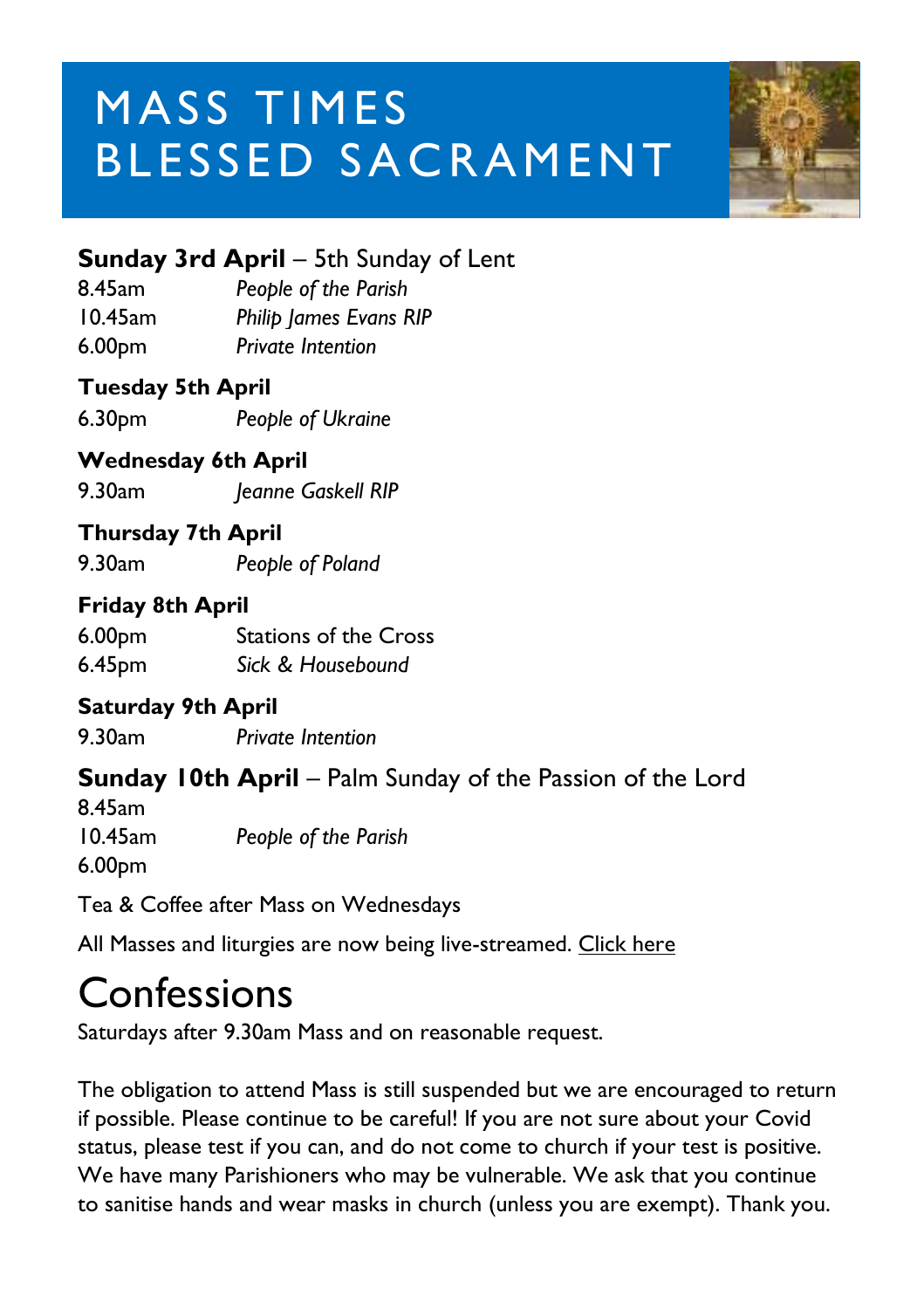# MASS TIMES BLESSED SACRAMENT

**Sunday 3rd April** – 5th Sunday of Lent

8.45am *People of the Parish*
10.45am *Philip James Evans RIP*
6.00pm *Private Intention*

**Tuesday 5th April**

6.30pm *People of Ukraine*

**Wednesday 6th April**

9.30am *Jeanne Gaskell RIP*

**Thursday 7th April**

9.30am *People of Poland*

**Friday 8th April**

6.00pm Stations of the Cross
6.45pm *Sick & Housebound*

**Saturday 9th April**

9.30am *Private Intention*

**Sunday 10th April** – Palm Sunday of the Passion of the Lord

8.45am
10.45am *People of the Parish*
6.00pm

Tea & Coffee after Mass on Wednesdays

All Masses and liturgies are now being live-streamed. Click here

# Confessions

Saturdays after 9.30am Mass and on reasonable request.

The obligation to attend Mass is still suspended but we are encouraged to return if possible. Please continue to be careful! If you are not sure about your Covid status, please test if you can, and do not come to church if your test is positive. We have many Parishioners who may be vulnerable. We ask that you continue to sanitise hands and wear masks in church (unless you are exempt). Thank you.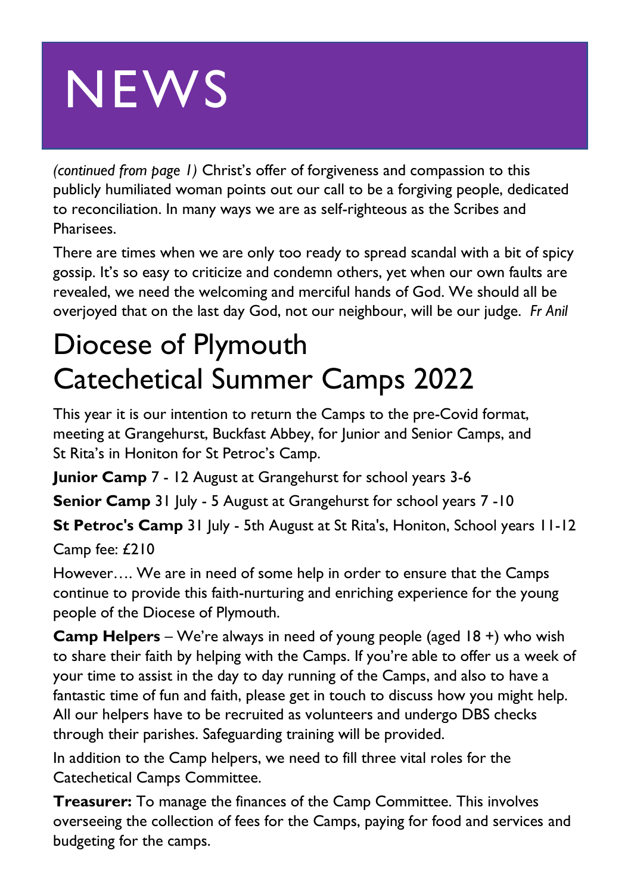# NEWS

*(continued from page 1)* Christ's offer of forgiveness and compassion to this publicly humiliated woman points out our call to be a forgiving people, dedicated to reconciliation. In many ways we are as self-righteous as the Scribes and Pharisees.

There are times when we are only too ready to spread scandal with a bit of spicy gossip. It's so easy to criticize and condemn others, yet when our own faults are revealed, we need the welcoming and merciful hands of God. We should all be overjoyed that on the last day God, not our neighbour, will be our judge. *Fr Anil*

## Diocese of Plymouth Catechetical Summer Camps 2022

This year it is our intention to return the Camps to the pre-Covid format, meeting at Grangehurst, Buckfast Abbey, for Junior and Senior Camps, and St Rita's in Honiton for St Petroc's Camp.

**Junior Camp** 7 - 12 August at Grangehurst for school years 3-6

**Senior Camp** 31 July - 5 August at Grangehurst for school years 7 -10

**St Petroc's Camp** 31 July - 5th August at St Rita's, Honiton, School years 11-12

Camp fee: £210

However…. We are in need of some help in order to ensure that the Camps continue to provide this faith-nurturing and enriching experience for the young people of the Diocese of Plymouth.

**Camp Helpers** – We're always in need of young people (aged 18 +) who wish to share their faith by helping with the Camps. If you're able to offer us a week of your time to assist in the day to day running of the Camps, and also to have a fantastic time of fun and faith, please get in touch to discuss how you might help. All our helpers have to be recruited as volunteers and undergo DBS checks through their parishes. Safeguarding training will be provided.

In addition to the Camp helpers, we need to fill three vital roles for the Catechetical Camps Committee.

**Treasurer:** To manage the finances of the Camp Committee. This involves overseeing the collection of fees for the Camps, paying for food and services and budgeting for the camps.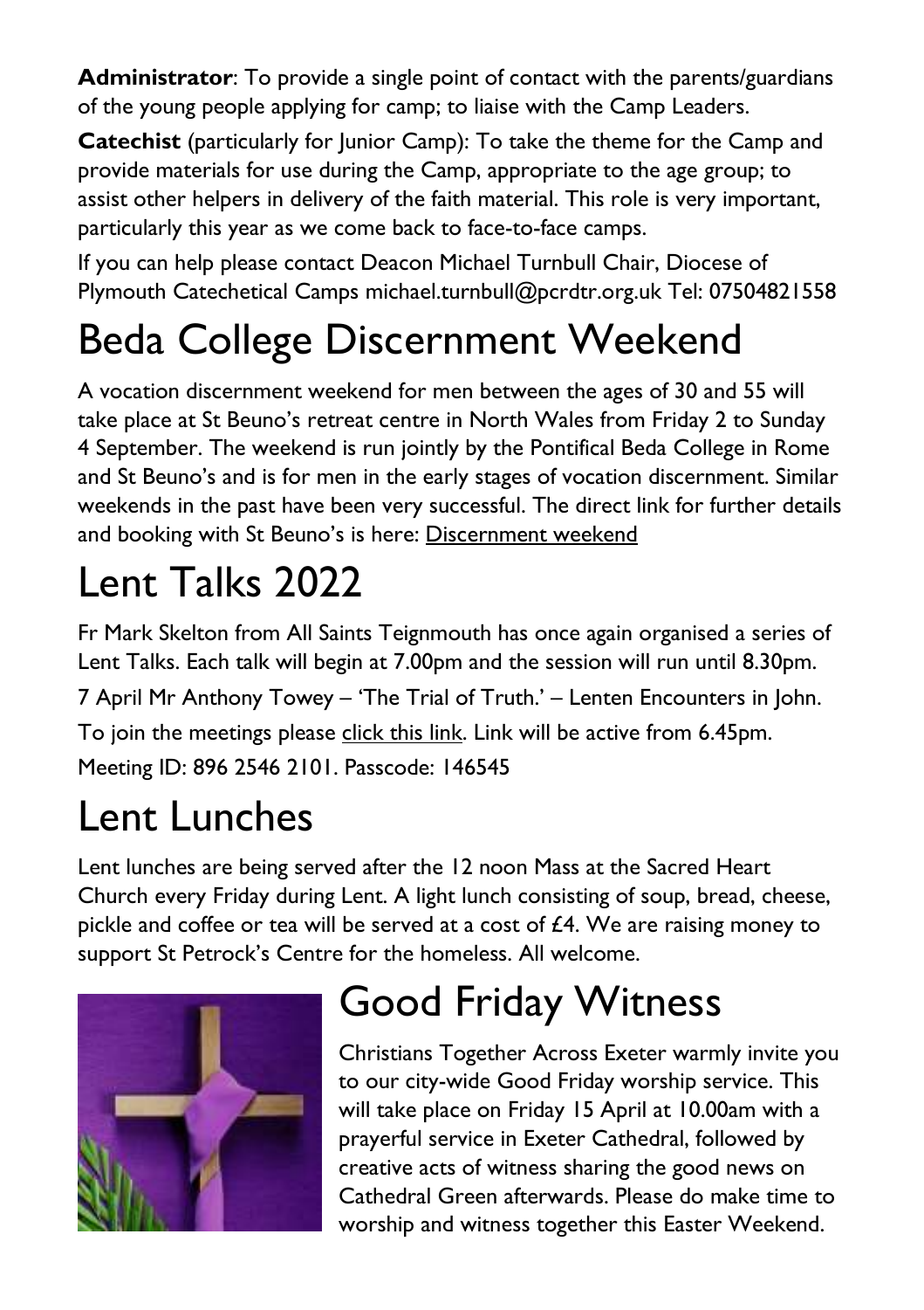**Administrator**: To provide a single point of contact with the parents/guardians of the young people applying for camp; to liaise with the Camp Leaders.

**Catechist** (particularly for Junior Camp): To take the theme for the Camp and provide materials for use during the Camp, appropriate to the age group; to assist other helpers in delivery of the faith material. This role is very important, particularly this year as we come back to face-to-face camps.

If you can help please contact Deacon Michael Turnbull Chair, Diocese of Plymouth Catechetical Camps michael.turnbull@pcrdtr.org.uk Tel: 07504821558

# Beda College Discernment Weekend

A vocation discernment weekend for men between the ages of 30 and 55 will take place at St Beuno's retreat centre in North Wales from Friday 2 to Sunday 4 September. The weekend is run jointly by the Pontifical Beda College in Rome and St Beuno's and is for men in the early stages of vocation discernment. Similar weekends in the past have been very successful. The direct link for further details and booking with St Beuno's is here: Discernment weekend

# Lent Talks 2022

Fr Mark Skelton from All Saints Teignmouth has once again organised a series of Lent Talks. Each talk will begin at 7.00pm and the session will run until 8.30pm.

7 April Mr Anthony Towey – 'The Trial of Truth.' – Lenten Encounters in John.

To join the meetings please click this link. Link will be active from 6.45pm.

Meeting ID: 896 2546 2101. Passcode: 146545

# Lent Lunches

Lent lunches are being served after the 12 noon Mass at the Sacred Heart Church every Friday during Lent. A light lunch consisting of soup, bread, cheese, pickle and coffee or tea will be served at a cost of £4. We are raising money to support St Petrock's Centre for the homeless. All welcome.

# Good Friday Witness

Christians Together Across Exeter warmly invite you to our city-wide Good Friday worship service. This will take place on Friday 15 April at 10.00am with a prayerful service in Exeter Cathedral, followed by creative acts of witness sharing the good news on Cathedral Green afterwards. Please do make time to worship and witness together this Easter Weekend.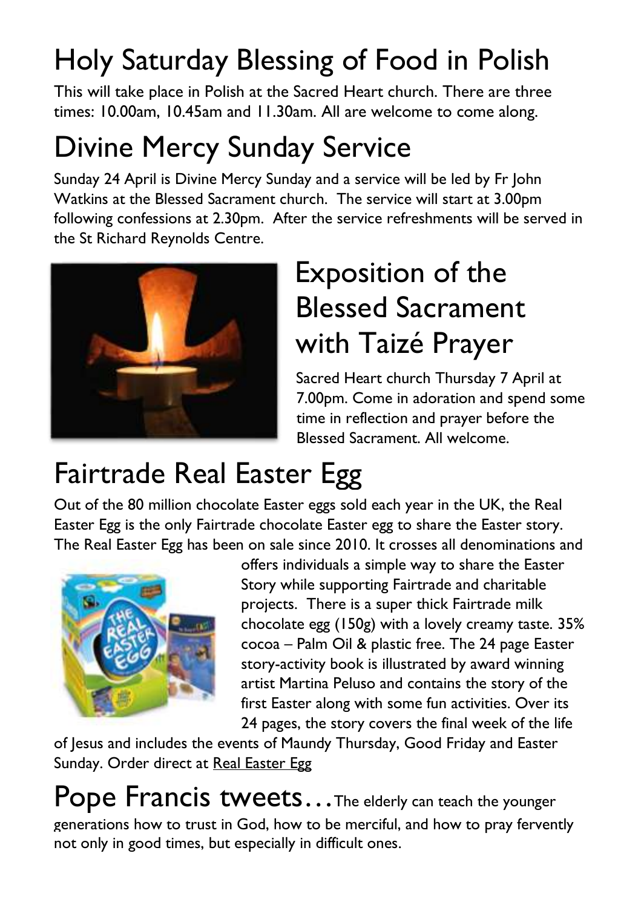# Holy Saturday Blessing of Food in Polish

This will take place in Polish at the Sacred Heart church. There are three times: 10.00am, 10.45am and 11.30am. All are welcome to come along.

# Divine Mercy Sunday Service

Sunday 24 April is Divine Mercy Sunday and a service will be led by Fr John Watkins at the Blessed Sacrament church. The service will start at 3.00pm following confessions at 2.30pm. After the service refreshments will be served in the St Richard Reynolds Centre.

# Exposition of the Blessed Sacrament with Taizé Prayer

Sacred Heart church Thursday 7 April at 7.00pm. Come in adoration and spend some time in reflection and prayer before the Blessed Sacrament. All welcome.

# Fairtrade Real Easter Egg

Out of the 80 million chocolate Easter eggs sold each year in the UK, the Real Easter Egg is the only Fairtrade chocolate Easter egg to share the Easter story. The Real Easter Egg has been on sale since 2010. It crosses all denominations and offers individuals a simple way to share the Easter Story while supporting Fairtrade and charitable projects. There is a super thick Fairtrade milk chocolate egg (150g) with a lovely creamy taste. 35% cocoa – Palm Oil & plastic free. The 24 page Easter story-activity book is illustrated by award winning artist Martina Peluso and contains the story of the first Easter along with some fun activities. Over its 24 pages, the story covers the final week of the life of Jesus and includes the events of Maundy Thursday, Good Friday and Easter Sunday. Order direct at Real Easter Egg

# Pope Francis tweets…

The elderly can teach the younger generations how to trust in God, how to be merciful, and how to pray fervently not only in good times, but especially in difficult ones.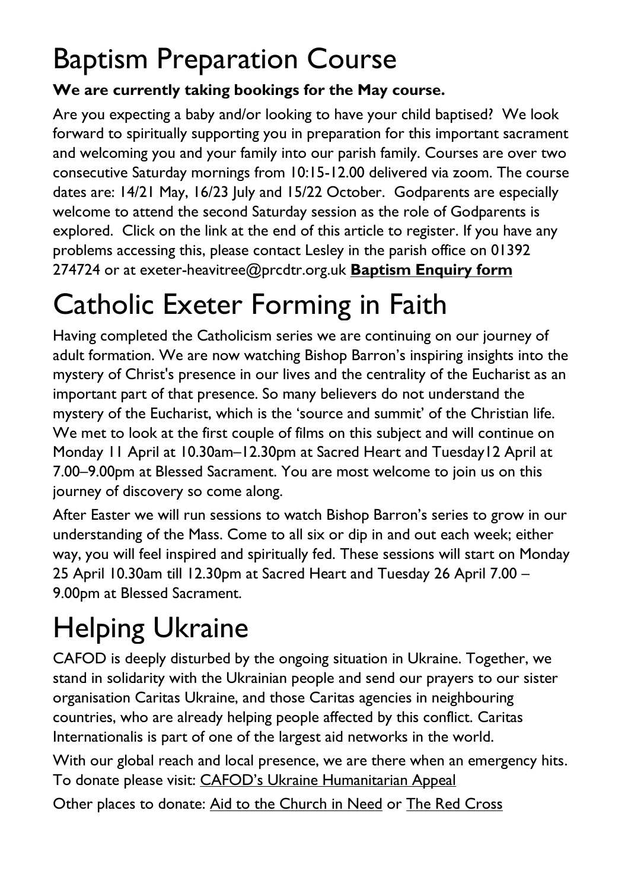# Baptism Preparation Course

**We are currently taking bookings for the May course.**

Are you expecting a baby and/or looking to have your child baptised? We look forward to spiritually supporting you in preparation for this important sacrament and welcoming you and your family into our parish family. Courses are over two consecutive Saturday mornings from 10:15-12.00 delivered via zoom. The course dates are: 14/21 May, 16/23 July and 15/22 October. Godparents are especially welcome to attend the second Saturday session as the role of Godparents is explored. Click on the link at the end of this article to register. If you have any problems accessing this, please contact Lesley in the parish office on 01392 274724 or at exeter-heavitree@prcdtr.org.uk **Baptism Enquiry form**

# Catholic Exeter Forming in Faith

Having completed the Catholicism series we are continuing on our journey of adult formation. We are now watching Bishop Barron's inspiring insights into the mystery of Christ's presence in our lives and the centrality of the Eucharist as an important part of that presence. So many believers do not understand the mystery of the Eucharist, which is the 'source and summit' of the Christian life. We met to look at the first couple of films on this subject and will continue on Monday 11 April at 10.30am–12.30pm at Sacred Heart and Tuesday12 April at 7.00–9.00pm at Blessed Sacrament. You are most welcome to join us on this journey of discovery so come along.

After Easter we will run sessions to watch Bishop Barron's series to grow in our understanding of the Mass. Come to all six or dip in and out each week; either way, you will feel inspired and spiritually fed. These sessions will start on Monday 25 April 10.30am till 12.30pm at Sacred Heart and Tuesday 26 April 7.00 – 9.00pm at Blessed Sacrament.

# Helping Ukraine

CAFOD is deeply disturbed by the ongoing situation in Ukraine. Together, we stand in solidarity with the Ukrainian people and send our prayers to our sister organisation Caritas Ukraine, and those Caritas agencies in neighbouring countries, who are already helping people affected by this conflict. Caritas Internationalis is part of one of the largest aid networks in the world.

With our global reach and local presence, we are there when an emergency hits. To donate please visit: CAFOD's Ukraine Humanitarian Appeal

Other places to donate: Aid to the Church in Need or The Red Cross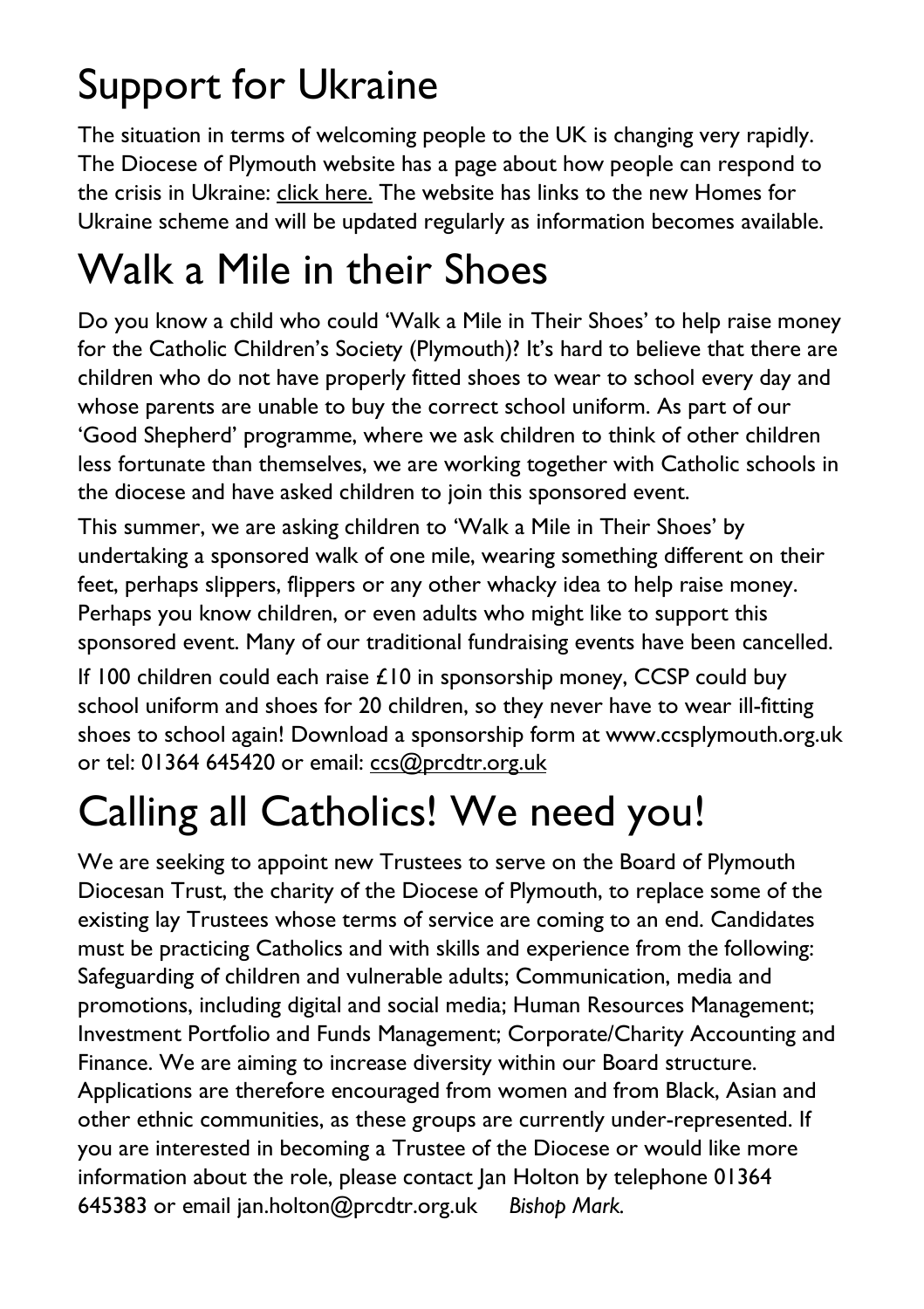# Support for Ukraine

The situation in terms of welcoming people to the UK is changing very rapidly. The Diocese of Plymouth website has a page about how people can respond to the crisis in Ukraine: click here. The website has links to the new Homes for Ukraine scheme and will be updated regularly as information becomes available.

# Walk a Mile in their Shoes

Do you know a child who could 'Walk a Mile in Their Shoes' to help raise money for the Catholic Children's Society (Plymouth)? It's hard to believe that there are children who do not have properly fitted shoes to wear to school every day and whose parents are unable to buy the correct school uniform. As part of our 'Good Shepherd' programme, where we ask children to think of other children less fortunate than themselves, we are working together with Catholic schools in the diocese and have asked children to join this sponsored event.

This summer, we are asking children to 'Walk a Mile in Their Shoes' by undertaking a sponsored walk of one mile, wearing something different on their feet, perhaps slippers, flippers or any other whacky idea to help raise money. Perhaps you know children, or even adults who might like to support this sponsored event. Many of our traditional fundraising events have been cancelled.

If 100 children could each raise £10 in sponsorship money, CCSP could buy school uniform and shoes for 20 children, so they never have to wear ill-fitting shoes to school again! Download a sponsorship form at www.ccsplymouth.org.uk or tel: 01364 645420 or email: ccs@prcdtr.org.uk

# Calling all Catholics! We need you!

We are seeking to appoint new Trustees to serve on the Board of Plymouth Diocesan Trust, the charity of the Diocese of Plymouth, to replace some of the existing lay Trustees whose terms of service are coming to an end. Candidates must be practicing Catholics and with skills and experience from the following: Safeguarding of children and vulnerable adults; Communication, media and promotions, including digital and social media; Human Resources Management; Investment Portfolio and Funds Management; Corporate/Charity Accounting and Finance. We are aiming to increase diversity within our Board structure. Applications are therefore encouraged from women and from Black, Asian and other ethnic communities, as these groups are currently under-represented. If you are interested in becoming a Trustee of the Diocese or would like more information about the role, please contact Jan Holton by telephone 01364 645383 or email jan.holton@prcdtr.org.uk *Bishop Mark.*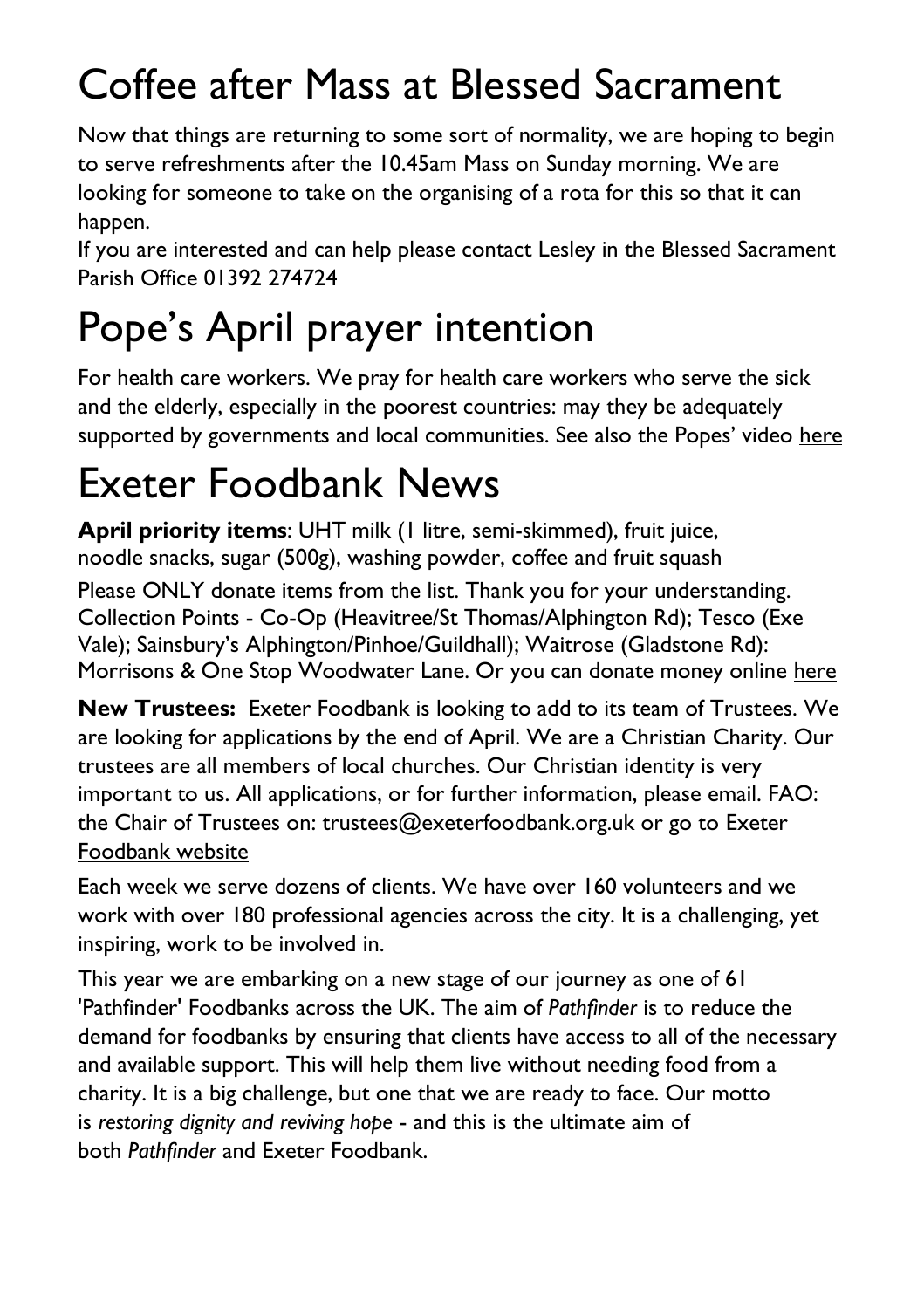# Coffee after Mass at Blessed Sacrament

Now that things are returning to some sort of normality, we are hoping to begin to serve refreshments after the 10.45am Mass on Sunday morning. We are looking for someone to take on the organising of a rota for this so that it can happen.

If you are interested and can help please contact Lesley in the Blessed Sacrament Parish Office 01392 274724

# Pope's April prayer intention

For health care workers. We pray for health care workers who serve the sick and the elderly, especially in the poorest countries: may they be adequately supported by governments and local communities. See also the Popes' video here

# Exeter Foodbank News

**April priority items**: UHT milk (1 litre, semi-skimmed), fruit juice, noodle snacks, sugar (500g), washing powder, coffee and fruit squash

Please ONLY donate items from the list. Thank you for your understanding. Collection Points - Co-Op (Heavitree/St Thomas/Alphington Rd); Tesco (Exe Vale); Sainsbury's Alphington/Pinhoe/Guildhall); Waitrose (Gladstone Rd): Morrisons & One Stop Woodwater Lane. Or you can donate money online here

**New Trustees:** Exeter Foodbank is looking to add to its team of Trustees. We are looking for applications by the end of April. We are a Christian Charity. Our trustees are all members of local churches. Our Christian identity is very important to us. All applications, or for further information, please email. FAO: the Chair of Trustees on: trustees@exeterfoodbank.org.uk or go to Exeter Foodbank website

Each week we serve dozens of clients. We have over 160 volunteers and we work with over 180 professional agencies across the city. It is a challenging, yet inspiring, work to be involved in.

This year we are embarking on a new stage of our journey as one of 61 'Pathfinder' Foodbanks across the UK. The aim of *Pathfinder* is to reduce the demand for foodbanks by ensuring that clients have access to all of the necessary and available support. This will help them live without needing food from a charity. It is a big challenge, but one that we are ready to face. Our motto is *restoring dignity and reviving hope* - and this is the ultimate aim of both *Pathfinder* and Exeter Foodbank.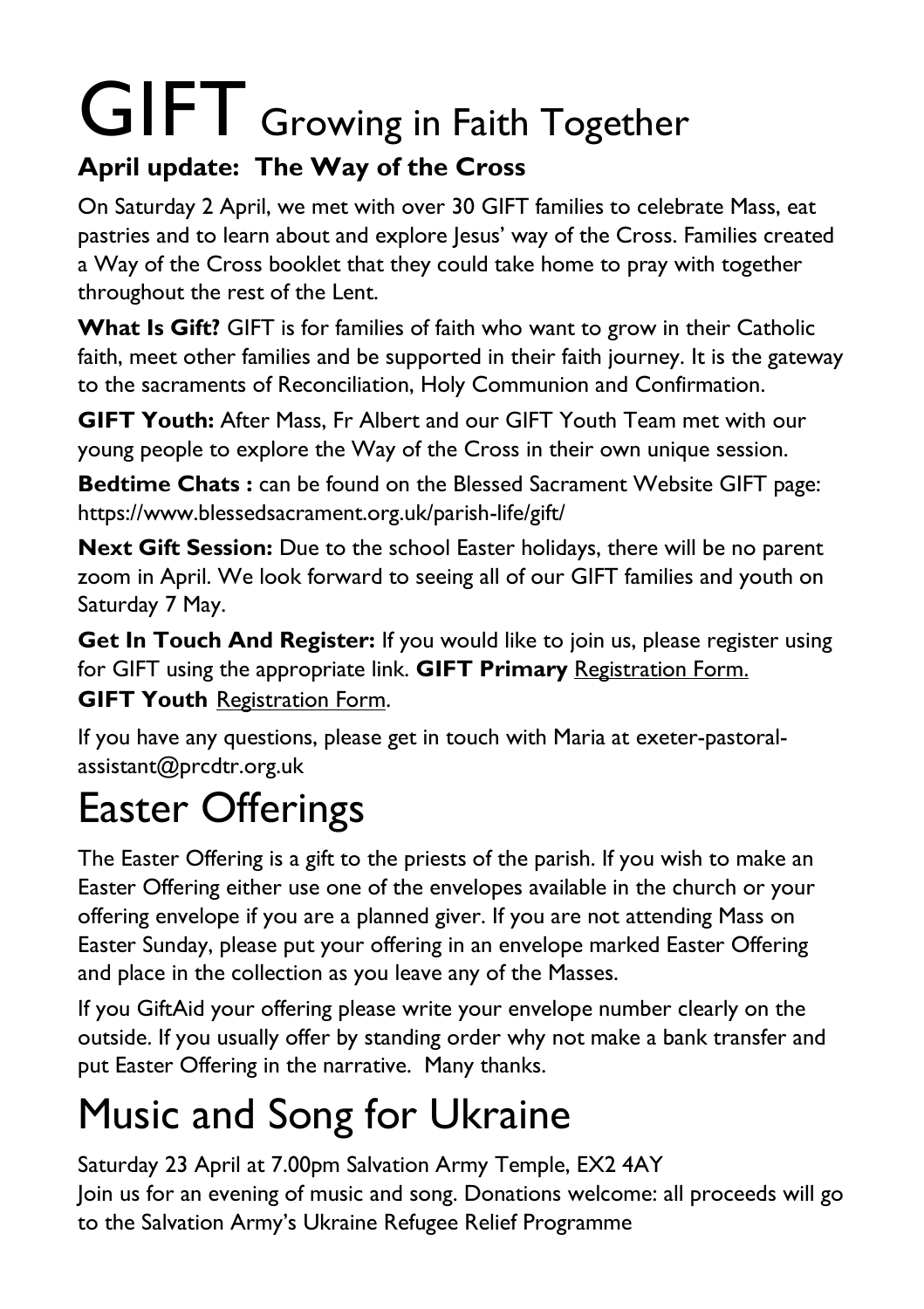# GIFT Growing in Faith Together

**April update: The Way of the Cross**

On Saturday 2 April, we met with over 30 GIFT families to celebrate Mass, eat pastries and to learn about and explore Jesus' way of the Cross. Families created a Way of the Cross booklet that they could take home to pray with together throughout the rest of the Lent.

**What Is Gift?** GIFT is for families of faith who want to grow in their Catholic faith, meet other families and be supported in their faith journey. It is the gateway to the sacraments of Reconciliation, Holy Communion and Confirmation.

**GIFT Youth:** After Mass, Fr Albert and our GIFT Youth Team met with our young people to explore the Way of the Cross in their own unique session.

**Bedtime Chats :** can be found on the Blessed Sacrament Website GIFT page: https://www.blessedsacrament.org.uk/parish-life/gift/

**Next Gift Session:** Due to the school Easter holidays, there will be no parent zoom in April. We look forward to seeing all of our GIFT families and youth on Saturday 7 May.

**Get In Touch And Register:** If you would like to join us, please register using for GIFT using the appropriate link. **GIFT Primary** Registration Form.
**GIFT Youth** Registration Form.

If you have any questions, please get in touch with Maria at exeter-pastoral-assistant@prcdtr.org.uk

# Easter Offerings

The Easter Offering is a gift to the priests of the parish. If you wish to make an Easter Offering either use one of the envelopes available in the church or your offering envelope if you are a planned giver. If you are not attending Mass on Easter Sunday, please put your offering in an envelope marked Easter Offering and place in the collection as you leave any of the Masses.

If you GiftAid your offering please write your envelope number clearly on the outside. If you usually offer by standing order why not make a bank transfer and put Easter Offering in the narrative. Many thanks.

# Music and Song for Ukraine

Saturday 23 April at 7.00pm Salvation Army Temple, EX2 4AY
Join us for an evening of music and song. Donations welcome: all proceeds will go to the Salvation Army's Ukraine Refugee Relief Programme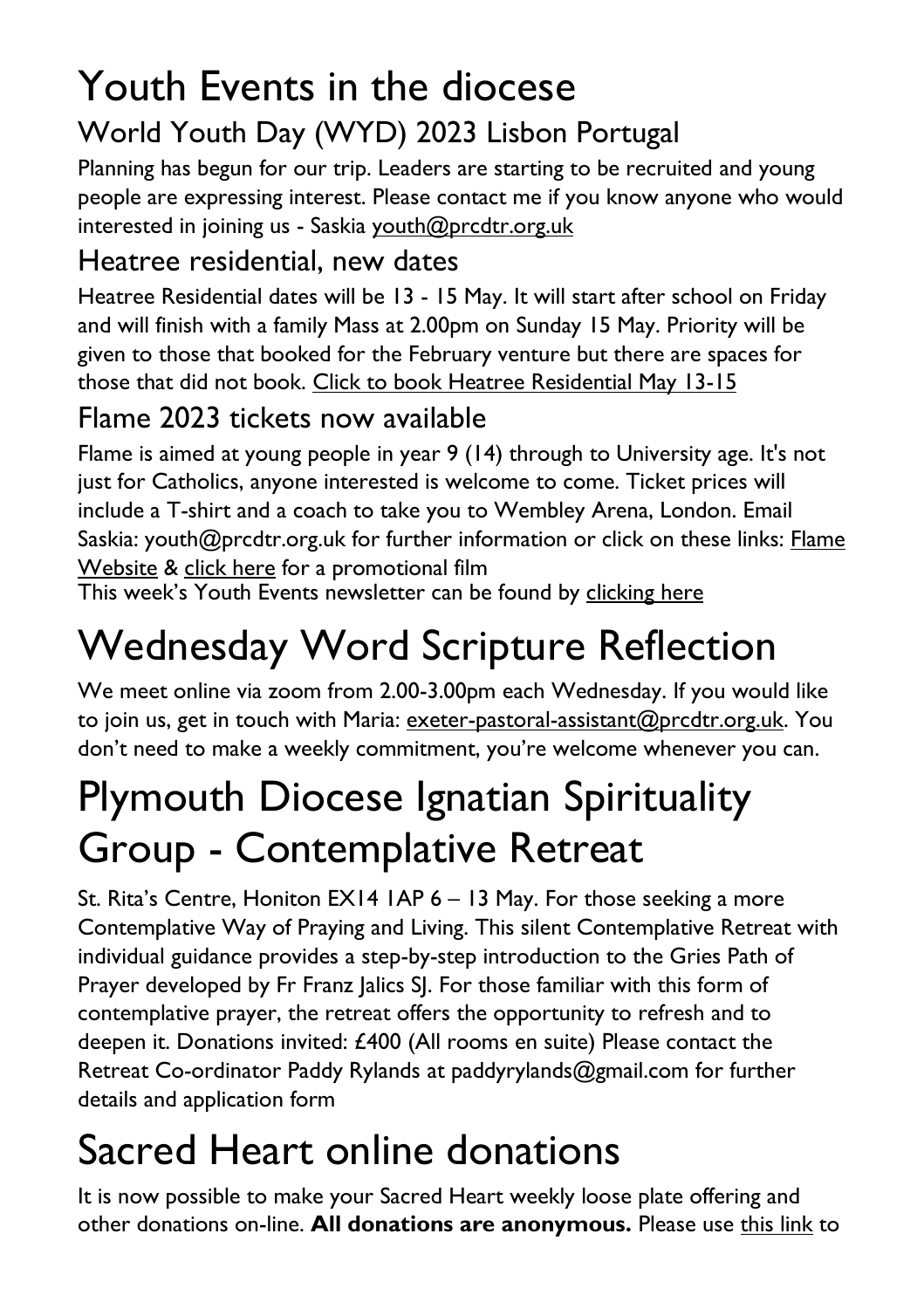# Youth Events in the diocese

## World Youth Day (WYD) 2023 Lisbon Portugal

Planning has begun for our trip. Leaders are starting to be recruited and young people are expressing interest. Please contact me if you know anyone who would interested in joining us - Saskia youth@prcdtr.org.uk

## Heatree residential, new dates

Heatree Residential dates will be 13 - 15 May. It will start after school on Friday and will finish with a family Mass at 2.00pm on Sunday 15 May. Priority will be given to those that booked for the February venture but there are spaces for those that did not book. Click to book Heatree Residential May 13-15

## Flame 2023 tickets now available

Flame is aimed at young people in year 9 (14) through to University age. It's not just for Catholics, anyone interested is welcome to come. Ticket prices will include a T-shirt and a coach to take you to Wembley Arena, London. Email Saskia: youth@prcdtr.org.uk for further information or click on these links: Flame Website & click here for a promotional film

This week's Youth Events newsletter can be found by clicking here

# Wednesday Word Scripture Reflection

We meet online via zoom from 2.00-3.00pm each Wednesday. If you would like to join us, get in touch with Maria: exeter-pastoral-assistant@prcdtr.org.uk. You don't need to make a weekly commitment, you're welcome whenever you can.

# Plymouth Diocese Ignatian Spirituality Group - Contemplative Retreat

St. Rita's Centre, Honiton EX14 1AP 6 – 13 May. For those seeking a more Contemplative Way of Praying and Living. This silent Contemplative Retreat with individual guidance provides a step-by-step introduction to the Gries Path of Prayer developed by Fr Franz Jalics SJ. For those familiar with this form of contemplative prayer, the retreat offers the opportunity to refresh and to deepen it. Donations invited: £400 (All rooms en suite) Please contact the Retreat Co-ordinator Paddy Rylands at paddyrylands@gmail.com for further details and application form

# Sacred Heart online donations

It is now possible to make your Sacred Heart weekly loose plate offering and other donations on-line. **All donations are anonymous.** Please use this link to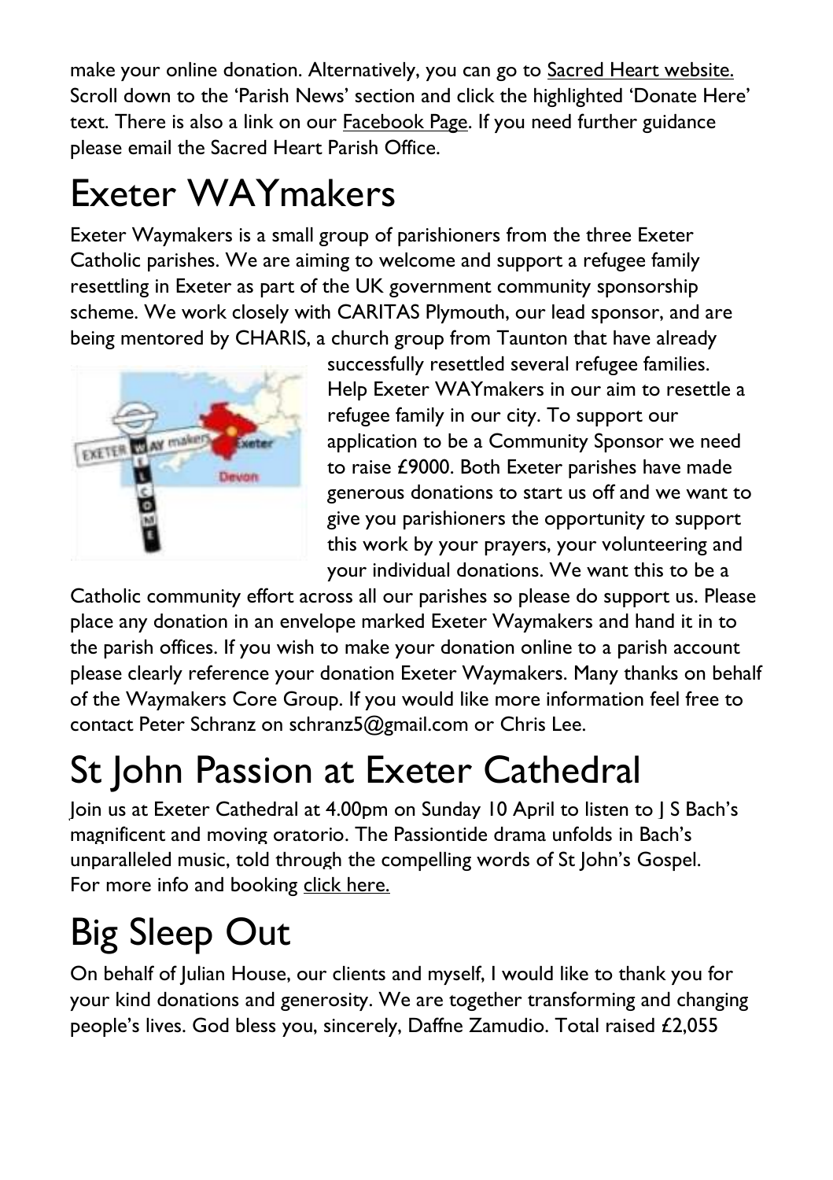make your online donation. Alternatively, you can go to Sacred Heart website. Scroll down to the 'Parish News' section and click the highlighted 'Donate Here' text. There is also a link on our Facebook Page. If you need further guidance please email the Sacred Heart Parish Office.

# Exeter WAYmakers

Exeter Waymakers is a small group of parishioners from the three Exeter Catholic parishes. We are aiming to welcome and support a refugee family resettling in Exeter as part of the UK government community sponsorship scheme. We work closely with CARITAS Plymouth, our lead sponsor, and are being mentored by CHARIS, a church group from Taunton that have already successfully resettled several refugee families. Help Exeter WAYmakers in our aim to resettle a refugee family in our city. To support our application to be a Community Sponsor we need to raise £9000. Both Exeter parishes have made generous donations to start us off and we want to give you parishioners the opportunity to support this work by your prayers, your volunteering and your individual donations. We want this to be a Catholic community effort across all our parishes so please do support us. Please place any donation in an envelope marked Exeter Waymakers and hand it in to the parish offices. If you wish to make your donation online to a parish account please clearly reference your donation Exeter Waymakers. Many thanks on behalf of the Waymakers Core Group. If you would like more information feel free to contact Peter Schranz on schranz5@gmail.com or Chris Lee.

# St John Passion at Exeter Cathedral

Join us at Exeter Cathedral at 4.00pm on Sunday 10 April to listen to J S Bach's magnificent and moving oratorio. The Passiontide drama unfolds in Bach's unparalleled music, told through the compelling words of St John's Gospel. For more info and booking click here.

# Big Sleep Out

On behalf of Julian House, our clients and myself, I would like to thank you for your kind donations and generosity. We are together transforming and changing people's lives. God bless you, sincerely, Daffne Zamudio. Total raised £2,055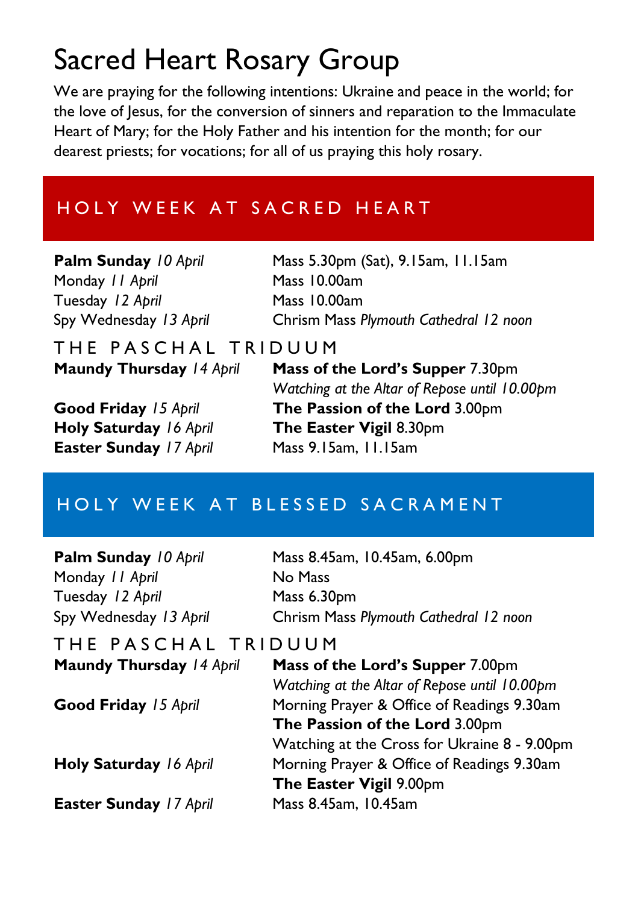# Sacred Heart Rosary Group

We are praying for the following intentions: Ukraine and peace in the world; for the love of Jesus, for the conversion of sinners and reparation to the Immaculate Heart of Mary; for the Holy Father and his intention for the month; for our dearest priests; for vocations; for all of us praying this holy rosary.

## HOLY WEEK AT SACRED HEART

| | |
|---|---|
| **Palm Sunday** *10 April* | Mass 5.30pm (Sat), 9.15am, 11.15am |
| Monday *11 April* | Mass 10.00am |
| Tuesday *12 April* | Mass 10.00am |
| Spy Wednesday *13 April* | Chrism Mass *Plymouth Cathedral 12 noon* |

### THE PASCHAL TRIDUUM

| | |
|---|---|
| **Maundy Thursday** *14 April* | **Mass of the Lord's Supper** 7.30pm |
| | *Watching at the Altar of Repose until 10.00pm* |
| **Good Friday** *15 April* | **The Passion of the Lord** 3.00pm |
| **Holy Saturday** *16 April* | **The Easter Vigil** 8.30pm |
| **Easter Sunday** *17 April* | Mass 9.15am, 11.15am |

## HOLY WEEK AT BLESSED SACRAMENT

| | |
|---|---|
| **Palm Sunday** *10 April* | Mass 8.45am, 10.45am, 6.00pm |
| Monday *11 April* | No Mass |
| Tuesday *12 April* | Mass 6.30pm |
| Spy Wednesday *13 April* | Chrism Mass *Plymouth Cathedral 12 noon* |

### THE PASCHAL TRIDUUM

| | |
|---|---|
| **Maundy Thursday** *14 April* | **Mass of the Lord's Supper** 7.00pm |
| | *Watching at the Altar of Repose until 10.00pm* |
| **Good Friday** *15 April* | Morning Prayer & Office of Readings 9.30am |
| | **The Passion of the Lord** 3.00pm |
| | Watching at the Cross for Ukraine 8 - 9.00pm |
| **Holy Saturday** *16 April* | Morning Prayer & Office of Readings 9.30am |
| | **The Easter Vigil** 9.00pm |
| **Easter Sunday** *17 April* | Mass 8.45am, 10.45am |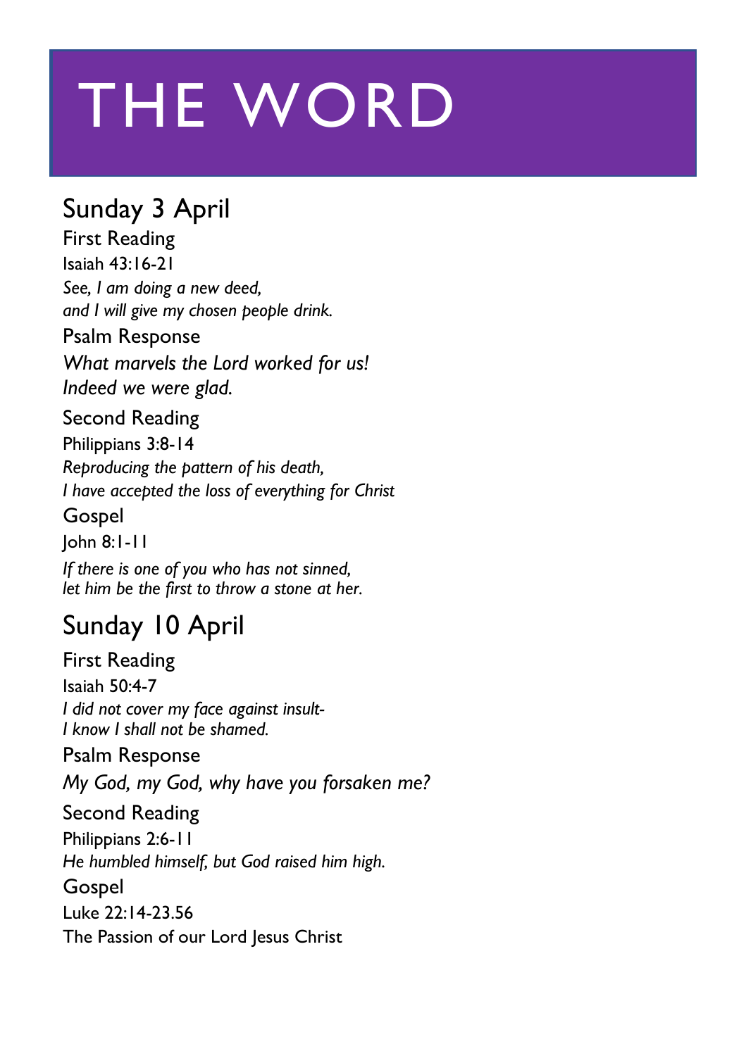# THE WORD

## Sunday 3 April

### First Reading

Isaiah 43:16-21

*See, I am doing a new deed,*
*and I will give my chosen people drink.*

### Psalm Response

*What marvels the Lord worked for us!*
*Indeed we were glad.*

### Second Reading

Philippians 3:8-14

*Reproducing the pattern of his death,*
*I have accepted the loss of everything for Christ*

### Gospel

John 8:1-11

*If there is one of you who has not sinned,*
*let him be the first to throw a stone at her.*

## Sunday 10 April

### First Reading

Isaiah 50:4-7

*I did not cover my face against insult-*
*I know I shall not be shamed.*

### Psalm Response

*My God, my God, why have you forsaken me?*

### Second Reading

Philippians 2:6-11

*He humbled himself, but God raised him high.*

### Gospel

Luke 22:14-23.56

The Passion of our Lord Jesus Christ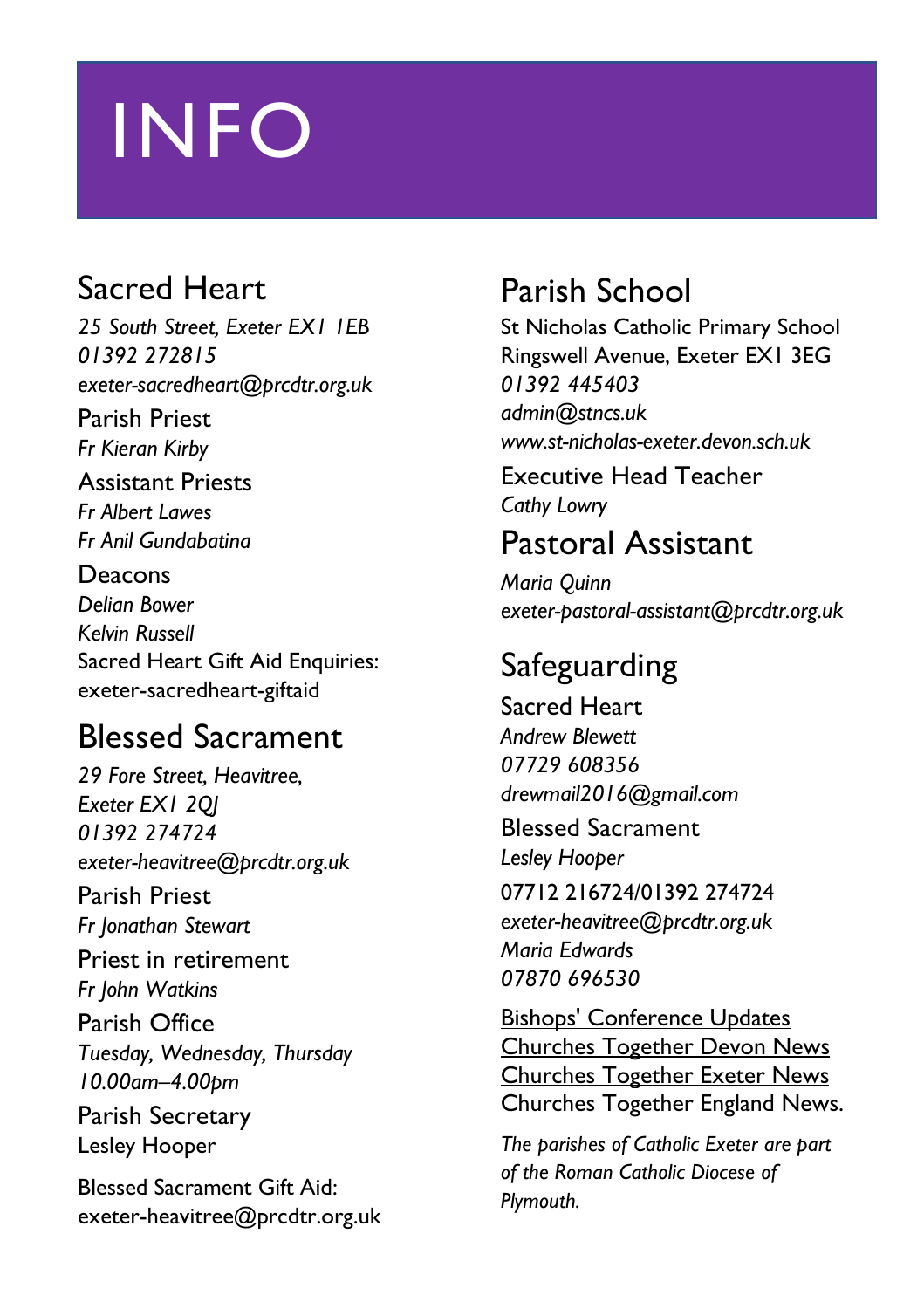# INFO

## Sacred Heart

*25 South Street, Exeter EX1 1EB*
*01392 272815*
*exeter-sacredheart@prcdtr.org.uk*

### Parish Priest

*Fr Kieran Kirby*

### Assistant Priests

*Fr Albert Lawes*
*Fr Anil Gundabatina*

### Deacons

*Delian Bower*
*Kelvin Russell*

Sacred Heart Gift Aid Enquiries:
exeter-sacredheart-giftaid

## Blessed Sacrament

*29 Fore Street, Heavitree,*
*Exeter EX1 2QJ*
*01392 274724*
*exeter-heavitree@prcdtr.org.uk*

### Parish Priest

*Fr Jonathan Stewart*

### Priest in retirement

*Fr John Watkins*

### Parish Office

*Tuesday, Wednesday, Thursday*
*10.00am–4.00pm*

### Parish Secretary

Lesley Hooper

Blessed Sacrament Gift Aid:
exeter-heavitree@prcdtr.org.uk

## Parish School

St Nicholas Catholic Primary School
Ringswell Avenue, Exeter EX1 3EG
*01392 445403*
*admin@stncs.uk*
*www.st-nicholas-exeter.devon.sch.uk*

### Executive Head Teacher

*Cathy Lowry*

## Pastoral Assistant

*Maria Quinn*
*exeter-pastoral-assistant@prcdtr.org.uk*

## Safeguarding

### Sacred Heart

*Andrew Blewett*
*07729 608356*
*drewmail2016@gmail.com*

### Blessed Sacrament

*Lesley Hooper*
07712 216724/01392 274724
*exeter-heavitree@prcdtr.org.uk*
*Maria Edwards*
*07870 696530*

Bishops' Conference Updates
Churches Together Devon News
Churches Together Exeter News
Churches Together England News.

*The parishes of Catholic Exeter are part of the Roman Catholic Diocese of Plymouth.*